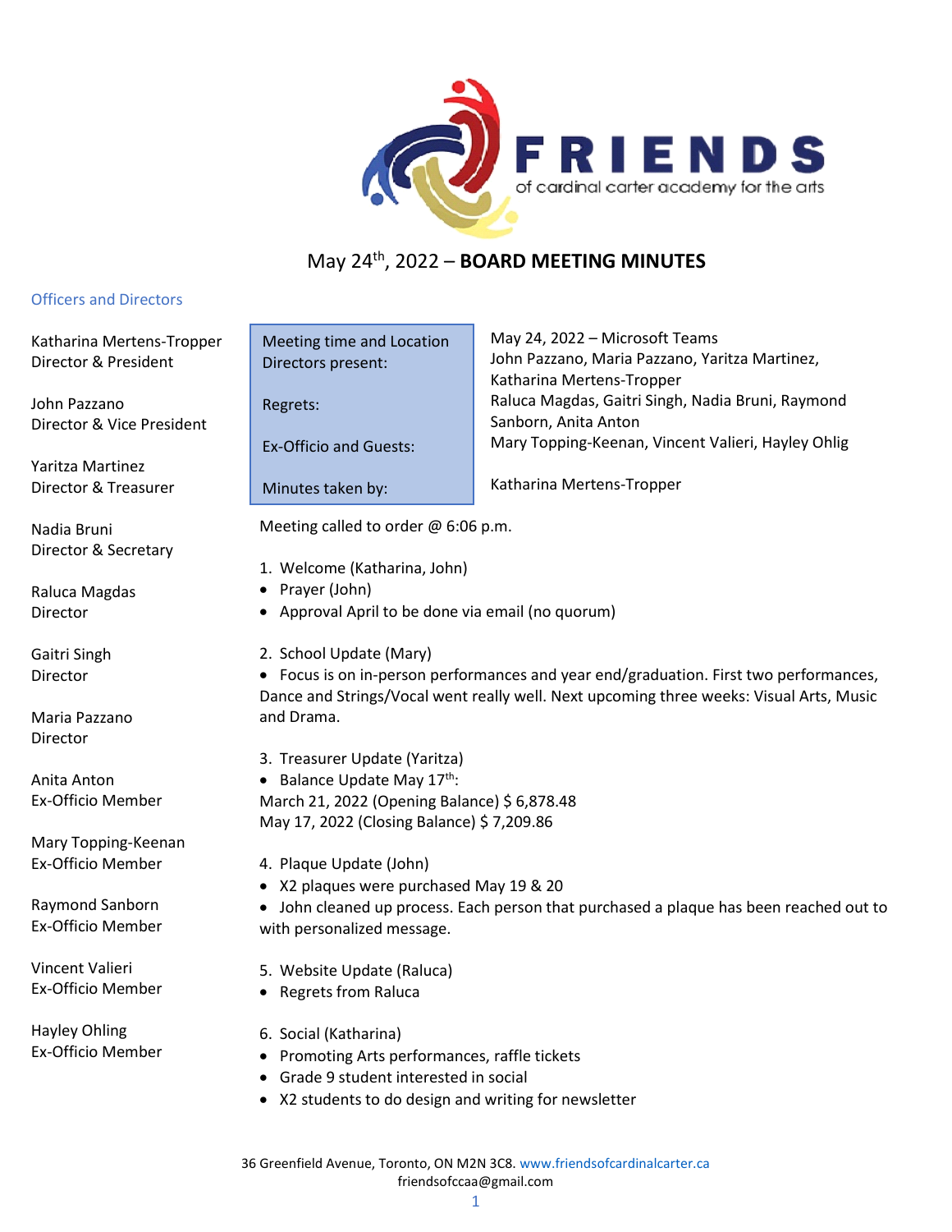# FRIENDS of cardinal carter academy for the arts

## May 24th, 2022 – **BOARD MEETING MINUTES**

### Officers and Directors

Katharina Mertens-Tropper
Director & President

John Pazzano
Director & Vice President

Yaritza Martinez
Director & Treasurer

Nadia Bruni
Director & Secretary

Raluca Magdas
Director

Gaitri Singh
Director

Maria Pazzano
Director

Anita Anton
Ex-Officio Member

Mary Topping-Keenan
Ex-Officio Member

Raymond Sanborn
Ex-Officio Member

Vincent Valieri
Ex-Officio Member

Hayley Ohling
Ex-Officio Member

| | |
|---|---|
| Meeting time and Location | May 24, 2022 – Microsoft Teams |
| Directors present: | John Pazzano, Maria Pazzano, Yaritza Martinez, Katharina Mertens-Tropper |
| Regrets: | Raluca Magdas, Gaitri Singh, Nadia Bruni, Raymond Sanborn, Anita Anton |
| Ex-Officio and Guests: | Mary Topping-Keenan, Vincent Valieri, Hayley Ohlig |
| Minutes taken by: | Katharina Mertens-Tropper |

Meeting called to order @ 6:06 p.m.

1. Welcome (Katharina, John)
- Prayer (John)
- Approval April to be done via email (no quorum)

2. School Update (Mary)
- Focus is on in-person performances and year end/graduation. First two performances, Dance and Strings/Vocal went really well. Next upcoming three weeks: Visual Arts, Music and Drama.

3. Treasurer Update (Yaritza)
- Balance Update May 17th:

March 21, 2022 (Opening Balance) $ 6,878.48
May 17, 2022 (Closing Balance) $ 7,209.86

4. Plaque Update (John)
- X2 plaques were purchased May 19 & 20
- John cleaned up process. Each person that purchased a plaque has been reached out to with personalized message.

5. Website Update (Raluca)
- Regrets from Raluca

6. Social (Katharina)
- Promoting Arts performances, raffle tickets
- Grade 9 student interested in social
- X2 students to do design and writing for newsletter

36 Greenfield Avenue, Toronto, ON M2N 3C8. www.friendsofcardinalcarter.ca
friendsofccaa@gmail.com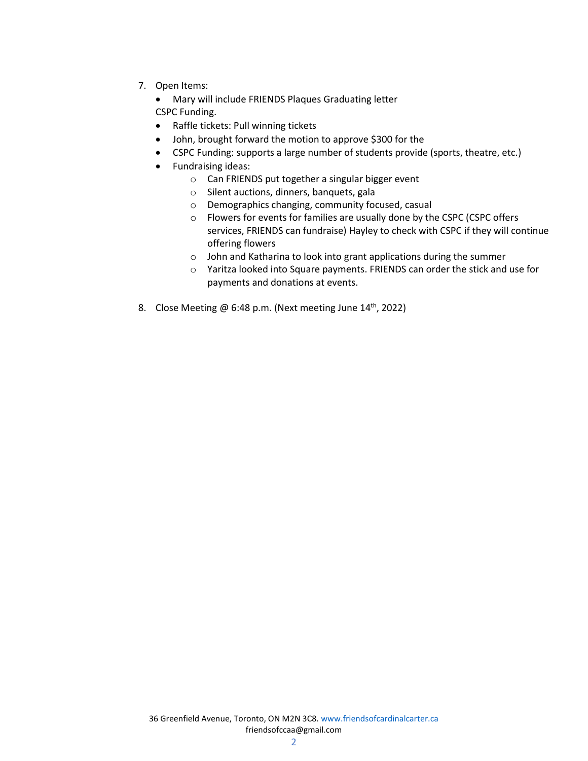7. Open Items:
   - Mary will include FRIENDS Plaques Graduating letter

   CSPC Funding.
   - Raffle tickets: Pull winning tickets
   - John, brought forward the motion to approve $300 for the
   - CSPC Funding: supports a large number of students provide (sports, theatre, etc.)
   - Fundraising ideas:
     - Can FRIENDS put together a singular bigger event
     - Silent auctions, dinners, banquets, gala
     - Demographics changing, community focused, casual
     - Flowers for events for families are usually done by the CSPC (CSPC offers services, FRIENDS can fundraise) Hayley to check with CSPC if they will continue offering flowers
     - John and Katharina to look into grant applications during the summer
     - Yaritza looked into Square payments. FRIENDS can order the stick and use for payments and donations at events.

8. Close Meeting @ 6:48 p.m. (Next meeting June 14th, 2022)

36 Greenfield Avenue, Toronto, ON M2N 3C8. www.friendsofcardinalcarter.ca
friendsofccaa@gmail.com